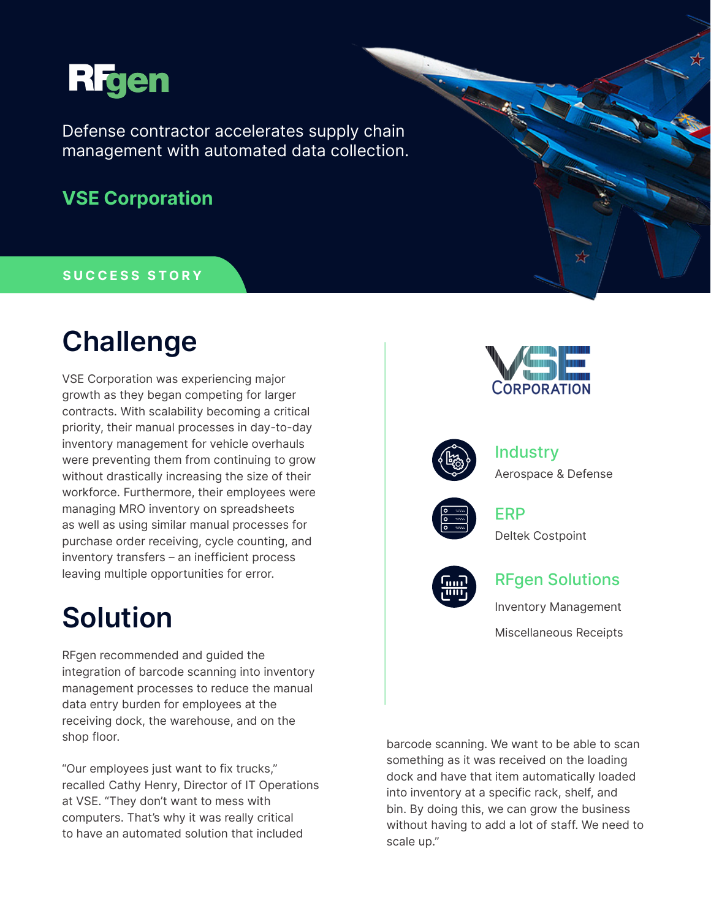RFgen

Defense contractor accelerates supply chain management with automated data collection.

## VSE Corporation

SUCCESS STORY

# Challenge

VSE Corporation was experiencing major growth as they began competing for larger contracts. With scalability becoming a critical priority, their manual processes in day-to-day inventory management for vehicle overhauls were preventing them from continuing to grow without drastically increasing the size of their workforce. Furthermore, their employees were managing MRO inventory on spreadsheets as well as using similar manual processes for purchase order receiving, cycle counting, and inventory transfers – an inefficient process leaving multiple opportunities for error.

# Solution

RFgen recommended and guided the integration of barcode scanning into inventory management processes to reduce the manual data entry burden for employees at the receiving dock, the warehouse, and on the shop floor.

"Our employees just want to fix trucks," recalled Cathy Henry, Director of IT Operations at VSE. "They don't want to mess with computers. That's why it was really critical to have an automated solution that included barcode scanning. We want to be able to scan something as it was received on the loading dock and have that item automatically loaded into inventory at a specific rack, shelf, and bin. By doing this, we can grow the business without having to add a lot of staff. We need to scale up."

VSE CORPORATION

### Industry

Aerospace & Defense

### ERP

Deltek Costpoint

### RFgen Solutions

Inventory Management

Miscellaneous Receipts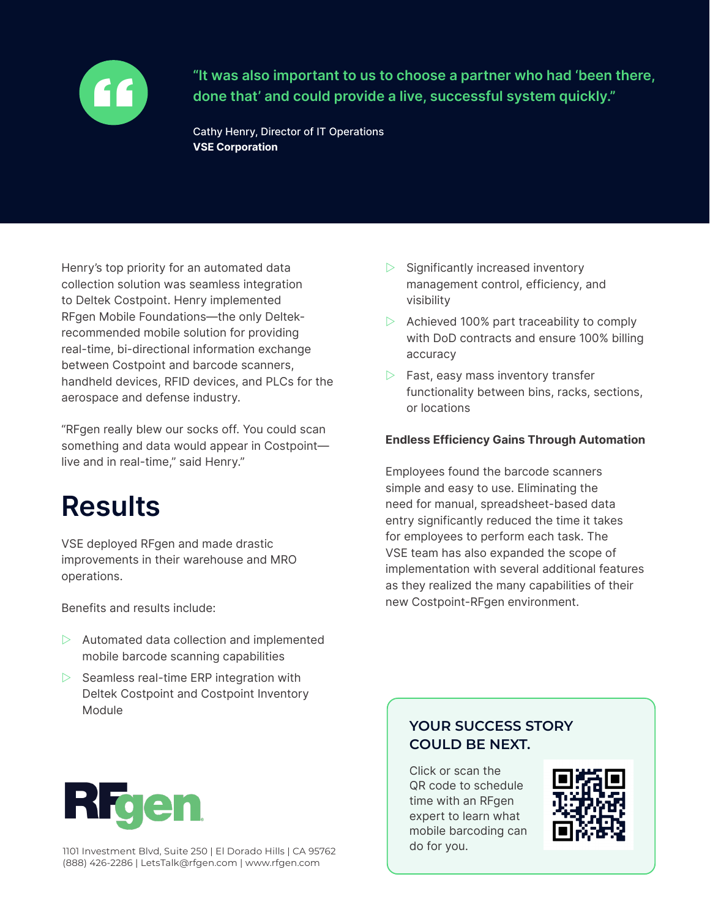> "It was also important to us to choose a partner who had 'been there, done that' and could provide a live, successful system quickly."

Cathy Henry, Director of IT Operations
**VSE Corporation**

Henry's top priority for an automated data collection solution was seamless integration to Deltek Costpoint. Henry implemented RFgen Mobile Foundations—the only Deltek-recommended mobile solution for providing real-time, bi-directional information exchange between Costpoint and barcode scanners, handheld devices, RFID devices, and PLCs for the aerospace and defense industry.

"RFgen really blew our socks off. You could scan something and data would appear in Costpoint—live and in real-time," said Henry."

# Results

VSE deployed RFgen and made drastic improvements in their warehouse and MRO operations.

Benefits and results include:

- Automated data collection and implemented mobile barcode scanning capabilities
- Seamless real-time ERP integration with Deltek Costpoint and Costpoint Inventory Module
- Significantly increased inventory management control, efficiency, and visibility
- Achieved 100% part traceability to comply with DoD contracts and ensure 100% billing accuracy
- Fast, easy mass inventory transfer functionality between bins, racks, sections, or locations

**Endless Efficiency Gains Through Automation**

Employees found the barcode scanners simple and easy to use. Eliminating the need for manual, spreadsheet-based data entry significantly reduced the time it takes for employees to perform each task. The VSE team has also expanded the scope of implementation with several additional features as they realized the many capabilities of their new Costpoint-RFgen environment.

**YOUR SUCCESS STORY COULD BE NEXT.**

Click or scan the QR code to schedule time with an RFgen expert to learn what mobile barcoding can do for you.

RFgen

1101 Investment Blvd, Suite 250 | El Dorado Hills | CA 95762
(888) 426-2286 | LetsTalk@rfgen.com | www.rfgen.com